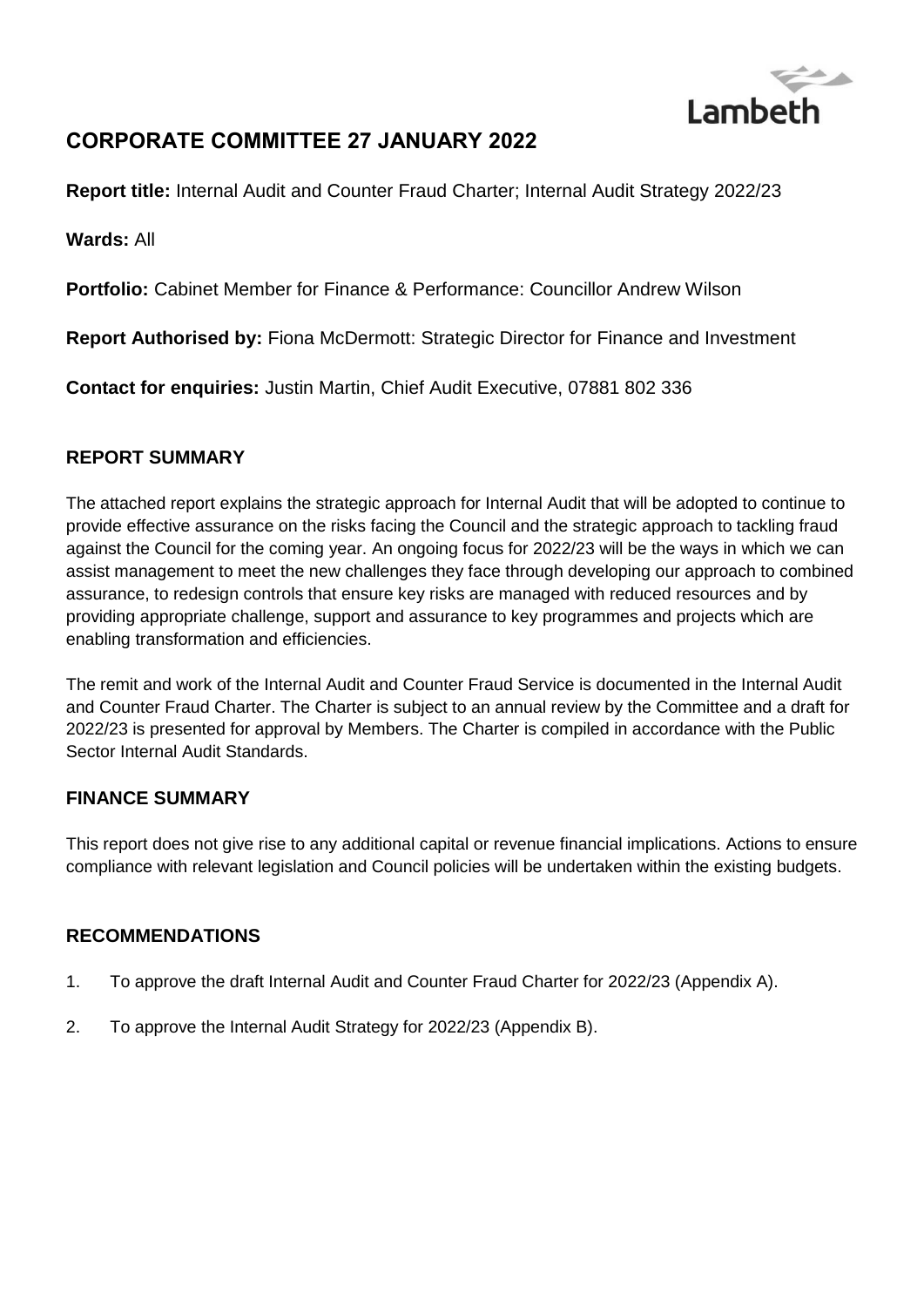# CORPORATE COMMITTEE 27 JANUARY 2022

**Report title:** Internal Audit and Counter Fraud Charter; Internal Audit Strategy 2022/23

**Wards:** All

**Portfolio:** Cabinet Member for Finance & Performance: Councillor Andrew Wilson

**Report Authorised by:** Fiona McDermott: Strategic Director for Finance and Investment

**Contact for enquiries:** Justin Martin, Chief Audit Executive, 07881 802 336

## REPORT SUMMARY

The attached report explains the strategic approach for Internal Audit that will be adopted to continue to provide effective assurance on the risks facing the Council and the strategic approach to tackling fraud against the Council for the coming year. An ongoing focus for 2022/23 will be the ways in which we can assist management to meet the new challenges they face through developing our approach to combined assurance, to redesign controls that ensure key risks are managed with reduced resources and by providing appropriate challenge, support and assurance to key programmes and projects which are enabling transformation and efficiencies.

The remit and work of the Internal Audit and Counter Fraud Service is documented in the Internal Audit and Counter Fraud Charter. The Charter is subject to an annual review by the Committee and a draft for 2022/23 is presented for approval by Members. The Charter is compiled in accordance with the Public Sector Internal Audit Standards.

## FINANCE SUMMARY

This report does not give rise to any additional capital or revenue financial implications. Actions to ensure compliance with relevant legislation and Council policies will be undertaken within the existing budgets.

## RECOMMENDATIONS

1. To approve the draft Internal Audit and Counter Fraud Charter for 2022/23 (Appendix A).
2. To approve the Internal Audit Strategy for 2022/23 (Appendix B).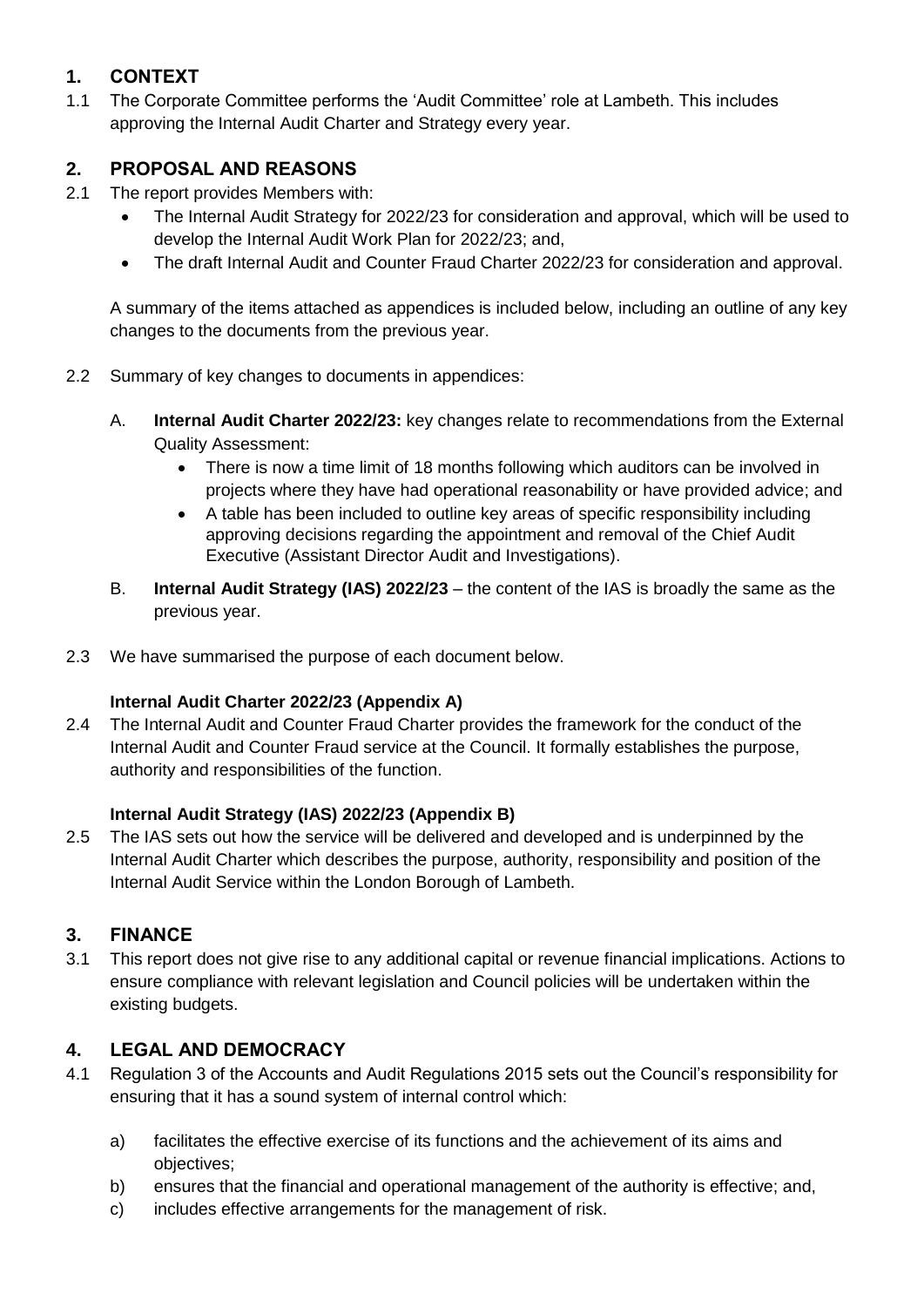## 1. CONTEXT

1.1 The Corporate Committee performs the 'Audit Committee' role at Lambeth. This includes approving the Internal Audit Charter and Strategy every year.

## 2. PROPOSAL AND REASONS

2.1 The report provides Members with:

- The Internal Audit Strategy for 2022/23 for consideration and approval, which will be used to develop the Internal Audit Work Plan for 2022/23; and,
- The draft Internal Audit and Counter Fraud Charter 2022/23 for consideration and approval.

A summary of the items attached as appendices is included below, including an outline of any key changes to the documents from the previous year.

2.2 Summary of key changes to documents in appendices:

A. **Internal Audit Charter 2022/23:** key changes relate to recommendations from the External Quality Assessment:

- There is now a time limit of 18 months following which auditors can be involved in projects where they have had operational reasonability or have provided advice; and
- A table has been included to outline key areas of specific responsibility including approving decisions regarding the appointment and removal of the Chief Audit Executive (Assistant Director Audit and Investigations).

B. **Internal Audit Strategy (IAS) 2022/23** – the content of the IAS is broadly the same as the previous year.

2.3 We have summarised the purpose of each document below.

**Internal Audit Charter 2022/23 (Appendix A)**

2.4 The Internal Audit and Counter Fraud Charter provides the framework for the conduct of the Internal Audit and Counter Fraud service at the Council. It formally establishes the purpose, authority and responsibilities of the function.

**Internal Audit Strategy (IAS) 2022/23 (Appendix B)**

2.5 The IAS sets out how the service will be delivered and developed and is underpinned by the Internal Audit Charter which describes the purpose, authority, responsibility and position of the Internal Audit Service within the London Borough of Lambeth.

## 3. FINANCE

3.1 This report does not give rise to any additional capital or revenue financial implications. Actions to ensure compliance with relevant legislation and Council policies will be undertaken within the existing budgets.

## 4. LEGAL AND DEMOCRACY

4.1 Regulation 3 of the Accounts and Audit Regulations 2015 sets out the Council's responsibility for ensuring that it has a sound system of internal control which:

a) facilitates the effective exercise of its functions and the achievement of its aims and objectives;

b) ensures that the financial and operational management of the authority is effective; and,

c) includes effective arrangements for the management of risk.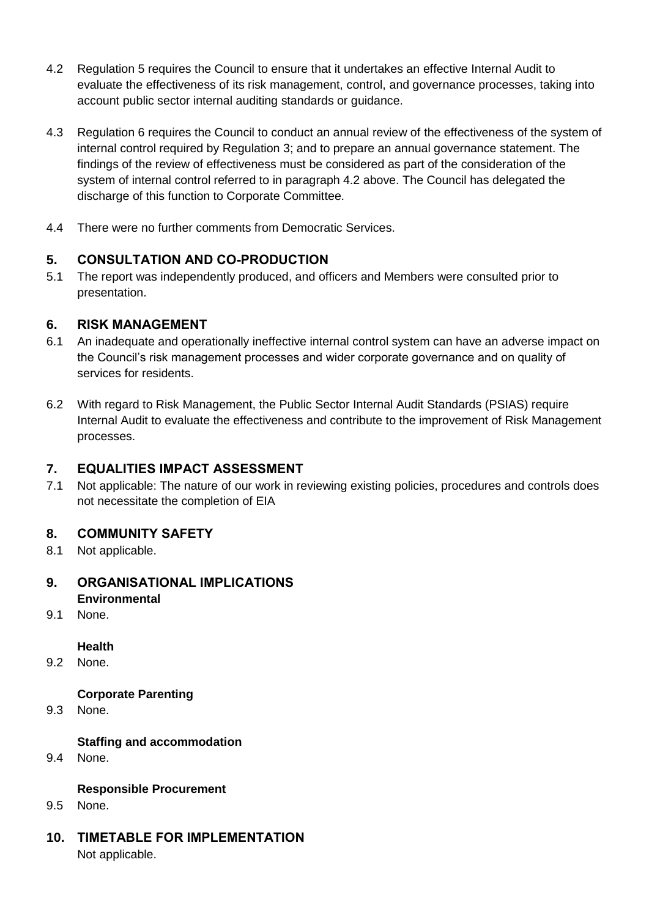4.2 Regulation 5 requires the Council to ensure that it undertakes an effective Internal Audit to evaluate the effectiveness of its risk management, control, and governance processes, taking into account public sector internal auditing standards or guidance.

4.3 Regulation 6 requires the Council to conduct an annual review of the effectiveness of the system of internal control required by Regulation 3; and to prepare an annual governance statement. The findings of the review of effectiveness must be considered as part of the consideration of the system of internal control referred to in paragraph 4.2 above. The Council has delegated the discharge of this function to Corporate Committee.

4.4 There were no further comments from Democratic Services.

## 5. CONSULTATION AND CO-PRODUCTION

5.1 The report was independently produced, and officers and Members were consulted prior to presentation.

## 6. RISK MANAGEMENT

6.1 An inadequate and operationally ineffective internal control system can have an adverse impact on the Council's risk management processes and wider corporate governance and on quality of services for residents.

6.2 With regard to Risk Management, the Public Sector Internal Audit Standards (PSIAS) require Internal Audit to evaluate the effectiveness and contribute to the improvement of Risk Management processes.

## 7. EQUALITIES IMPACT ASSESSMENT

7.1 Not applicable: The nature of our work in reviewing existing policies, procedures and controls does not necessitate the completion of EIA

## 8. COMMUNITY SAFETY

8.1 Not applicable.

## 9. ORGANISATIONAL IMPLICATIONS

**Environmental**

9.1 None.

**Health**

9.2 None.

**Corporate Parenting**

9.3 None.

**Staffing and accommodation**

9.4 None.

**Responsible Procurement**

9.5 None.

## 10. TIMETABLE FOR IMPLEMENTATION

Not applicable.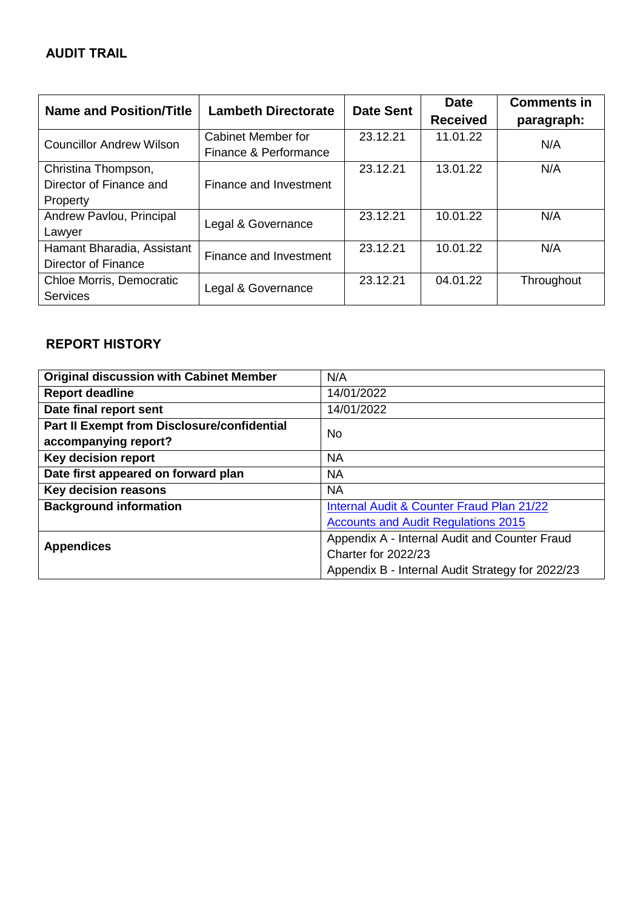## AUDIT TRAIL

| Name and Position/Title | Lambeth Directorate | Date Sent | Date Received | Comments in paragraph: |
|---|---|---|---|---|
| Councillor Andrew Wilson | Cabinet Member for Finance & Performance | 23.12.21 | 11.01.22 | N/A |
| Christina Thompson, Director of Finance and Property | Finance and Investment | 23.12.21 | 13.01.22 | N/A |
| Andrew Pavlou, Principal Lawyer | Legal & Governance | 23.12.21 | 10.01.22 | N/A |
| Hamant Bharadia, Assistant Director of Finance | Finance and Investment | 23.12.21 | 10.01.22 | N/A |
| Chloe Morris, Democratic Services | Legal & Governance | 23.12.21 | 04.01.22 | Throughout |

## REPORT HISTORY

| | |
|---|---|
| **Original discussion with Cabinet Member** | N/A |
| **Report deadline** | 14/01/2022 |
| **Date final report sent** | 14/01/2022 |
| **Part II Exempt from Disclosure/confidential accompanying report?** | No |
| **Key decision report** | NA |
| **Date first appeared on forward plan** | NA |
| **Key decision reasons** | NA |
| **Background information** | Internal Audit & Counter Fraud Plan 21/22<br>Accounts and Audit Regulations 2015 |
| **Appendices** | Appendix A - Internal Audit and Counter Fraud Charter for 2022/23<br>Appendix B - Internal Audit Strategy for 2022/23 |